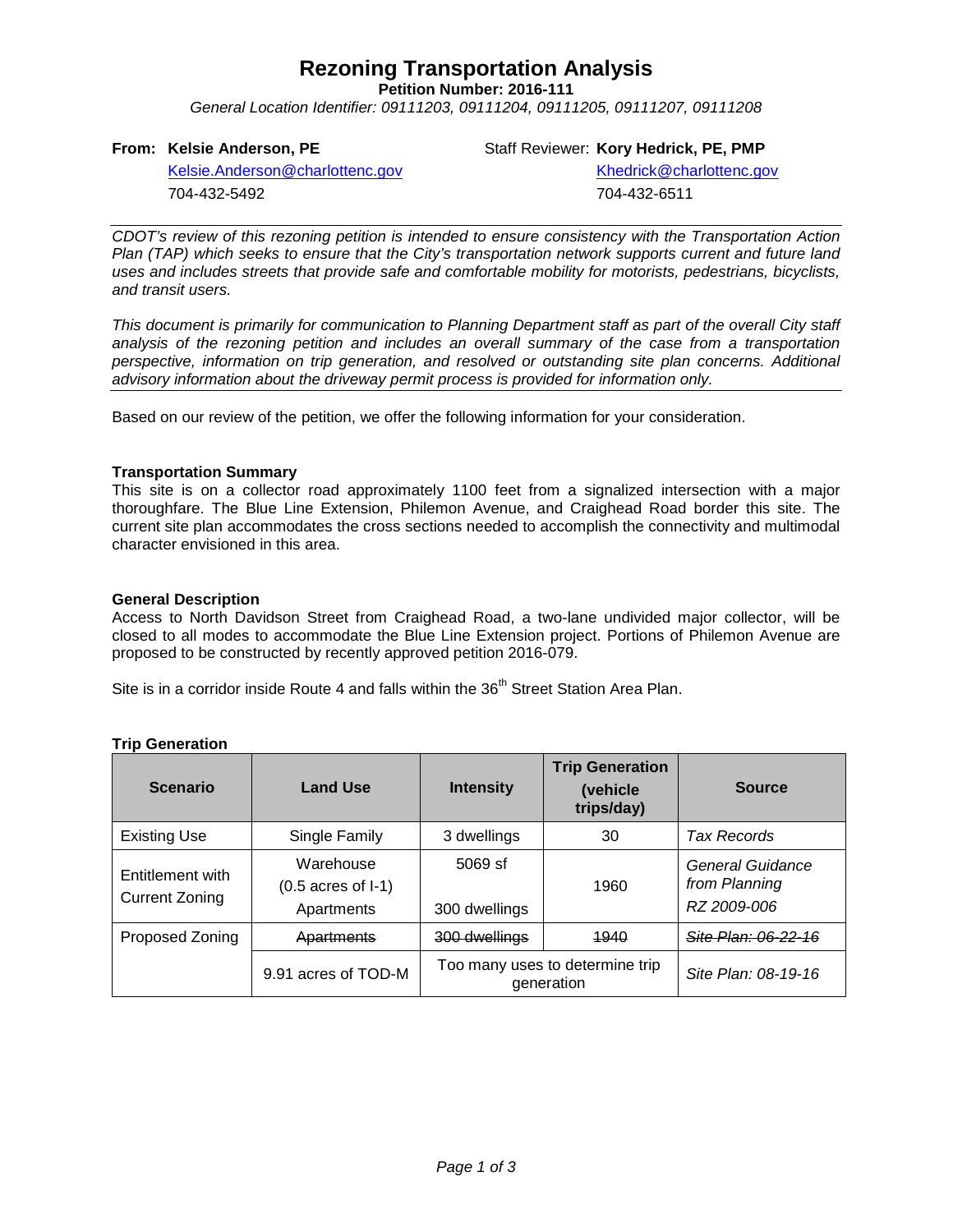# Rezoning Transportation Analysis

**Petition Number: 2016-111**

*General Location Identifier: 09111203, 09111204, 09111205, 09111207, 09111208*

**From: Kelsie Anderson, PE**
Kelsie.Anderson@charlottenc.gov
704-432-5492

Staff Reviewer: **Kory Hedrick, PE, PMP**
Khedrick@charlottenc.gov
704-432-6511

*CDOT's review of this rezoning petition is intended to ensure consistency with the Transportation Action Plan (TAP) which seeks to ensure that the City's transportation network supports current and future land uses and includes streets that provide safe and comfortable mobility for motorists, pedestrians, bicyclists, and transit users.*

*This document is primarily for communication to Planning Department staff as part of the overall City staff analysis of the rezoning petition and includes an overall summary of the case from a transportation perspective, information on trip generation, and resolved or outstanding site plan concerns. Additional advisory information about the driveway permit process is provided for information only.*

Based on our review of the petition, we offer the following information for your consideration.

### Transportation Summary

This site is on a collector road approximately 1100 feet from a signalized intersection with a major thoroughfare. The Blue Line Extension, Philemon Avenue, and Craighead Road border this site. The current site plan accommodates the cross sections needed to accomplish the connectivity and multimodal character envisioned in this area.

### General Description

Access to North Davidson Street from Craighead Road, a two-lane undivided major collector, will be closed to all modes to accommodate the Blue Line Extension project. Portions of Philemon Avenue are proposed to be constructed by recently approved petition 2016-079.

Site is in a corridor inside Route 4 and falls within the 36th Street Station Area Plan.

### Trip Generation

| Scenario | Land Use | Intensity | Trip Generation (vehicle trips/day) | Source |
|---|---|---|---|---|
| Existing Use | Single Family | 3 dwellings | 30 | *Tax Records* |
| Entitlement with Current Zoning | Warehouse (0.5 acres of I-1) Apartments | 5069 sf 300 dwellings | 1960 | *General Guidance from Planning RZ 2009-006* |
| Proposed Zoning | ~~Apartments~~ | ~~300 dwellings~~ | ~~1940~~ | ~~*Site Plan: 06-22-16*~~ |
| | 9.91 acres of TOD-M | Too many uses to determine trip generation | | *Site Plan: 08-19-16* |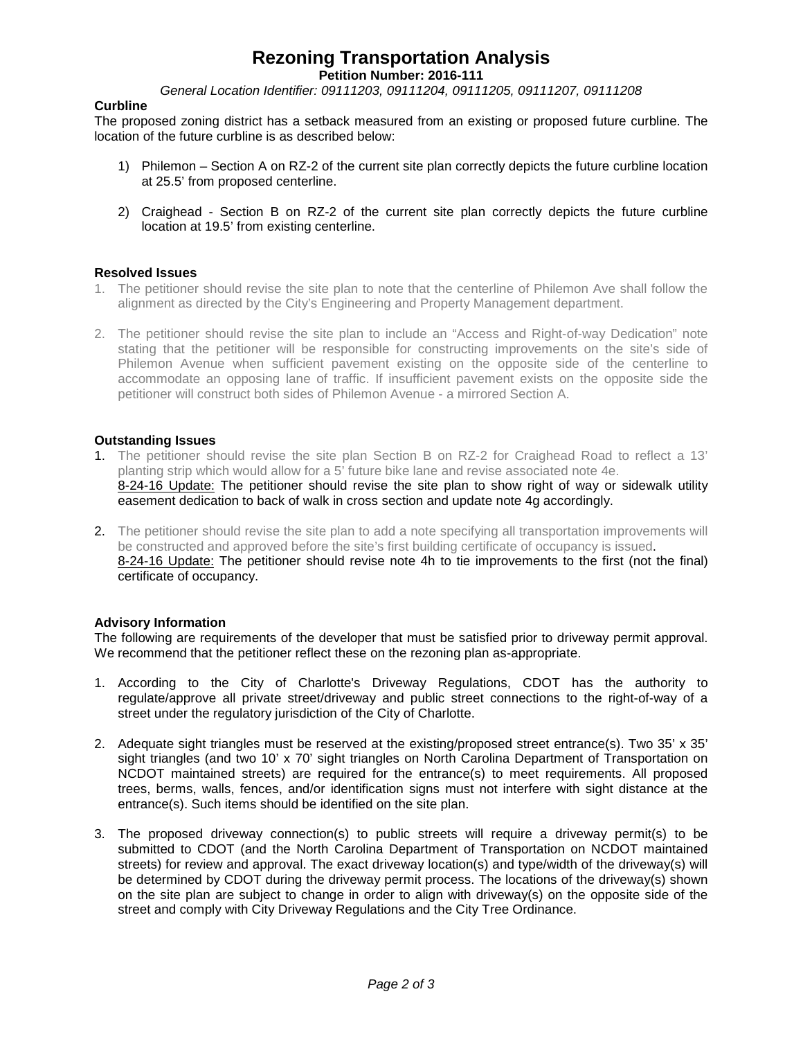# Rezoning Transportation Analysis

**Petition Number: 2016-111**

*General Location Identifier: 09111203, 09111204, 09111205, 09111207, 09111208*

**Curbline**

The proposed zoning district has a setback measured from an existing or proposed future curbline. The location of the future curbline is as described below:

1) Philemon – Section A on RZ-2 of the current site plan correctly depicts the future curbline location at 25.5' from proposed centerline.

2) Craighead - Section B on RZ-2 of the current site plan correctly depicts the future curbline location at 19.5' from existing centerline.

**Resolved Issues**

1. The petitioner should revise the site plan to note that the centerline of Philemon Ave shall follow the alignment as directed by the City's Engineering and Property Management department.

2. The petitioner should revise the site plan to include an "Access and Right-of-way Dedication" note stating that the petitioner will be responsible for constructing improvements on the site's side of Philemon Avenue when sufficient pavement existing on the opposite side of the centerline to accommodate an opposing lane of traffic. If insufficient pavement exists on the opposite side the petitioner will construct both sides of Philemon Avenue - a mirrored Section A.

**Outstanding Issues**

1. The petitioner should revise the site plan Section B on RZ-2 for Craighead Road to reflect a 13' planting strip which would allow for a 5' future bike lane and revise associated note 4e.
   8-24-16 Update: The petitioner should revise the site plan to show right of way or sidewalk utility easement dedication to back of walk in cross section and update note 4g accordingly.

2. The petitioner should revise the site plan to add a note specifying all transportation improvements will be constructed and approved before the site's first building certificate of occupancy is issued.
   8-24-16 Update: The petitioner should revise note 4h to tie improvements to the first (not the final) certificate of occupancy.

**Advisory Information**

The following are requirements of the developer that must be satisfied prior to driveway permit approval. We recommend that the petitioner reflect these on the rezoning plan as-appropriate.

1. According to the City of Charlotte's Driveway Regulations, CDOT has the authority to regulate/approve all private street/driveway and public street connections to the right-of-way of a street under the regulatory jurisdiction of the City of Charlotte.

2. Adequate sight triangles must be reserved at the existing/proposed street entrance(s). Two 35' x 35' sight triangles (and two 10' x 70' sight triangles on North Carolina Department of Transportation on NCDOT maintained streets) are required for the entrance(s) to meet requirements. All proposed trees, berms, walls, fences, and/or identification signs must not interfere with sight distance at the entrance(s). Such items should be identified on the site plan.

3. The proposed driveway connection(s) to public streets will require a driveway permit(s) to be submitted to CDOT (and the North Carolina Department of Transportation on NCDOT maintained streets) for review and approval. The exact driveway location(s) and type/width of the driveway(s) will be determined by CDOT during the driveway permit process. The locations of the driveway(s) shown on the site plan are subject to change in order to align with driveway(s) on the opposite side of the street and comply with City Driveway Regulations and the City Tree Ordinance.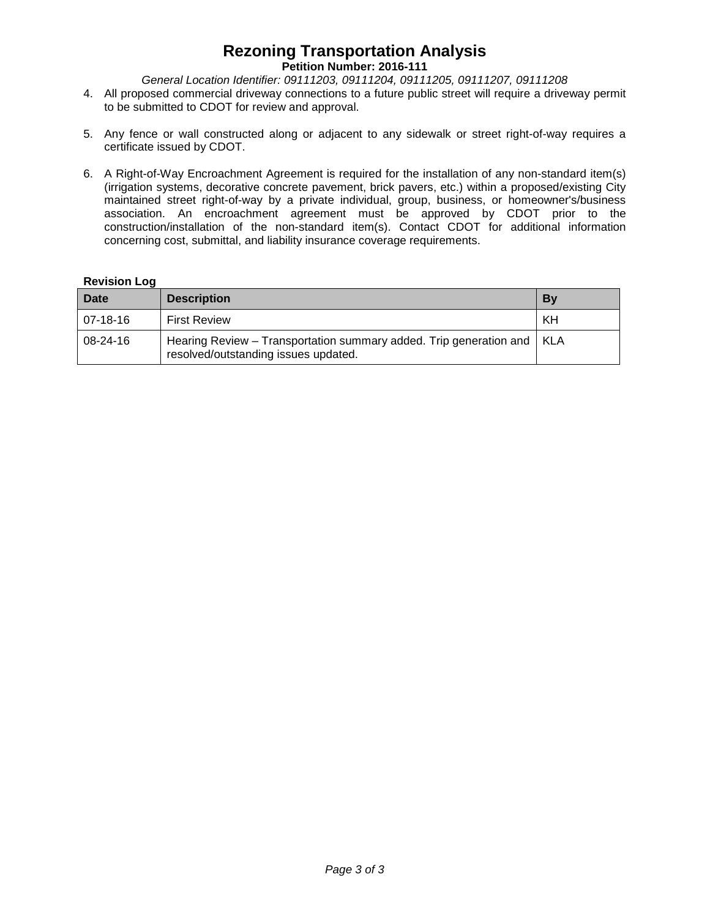4. All proposed commercial driveway connections to a future public street will require a driveway permit to be submitted to CDOT for review and approval.

5. Any fence or wall constructed along or adjacent to any sidewalk or street right-of-way requires a certificate issued by CDOT.

6. A Right-of-Way Encroachment Agreement is required for the installation of any non-standard item(s) (irrigation systems, decorative concrete pavement, brick pavers, etc.) within a proposed/existing City maintained street right-of-way by a private individual, group, business, or homeowner's/business association. An encroachment agreement must be approved by CDOT prior to the construction/installation of the non-standard item(s). Contact CDOT for additional information concerning cost, submittal, and liability insurance coverage requirements.

**Revision Log**

| Date | Description | By |
|---|---|---|
| 07-18-16 | First Review | KH |
| 08-24-16 | Hearing Review – Transportation summary added. Trip generation and resolved/outstanding issues updated. | KLA |